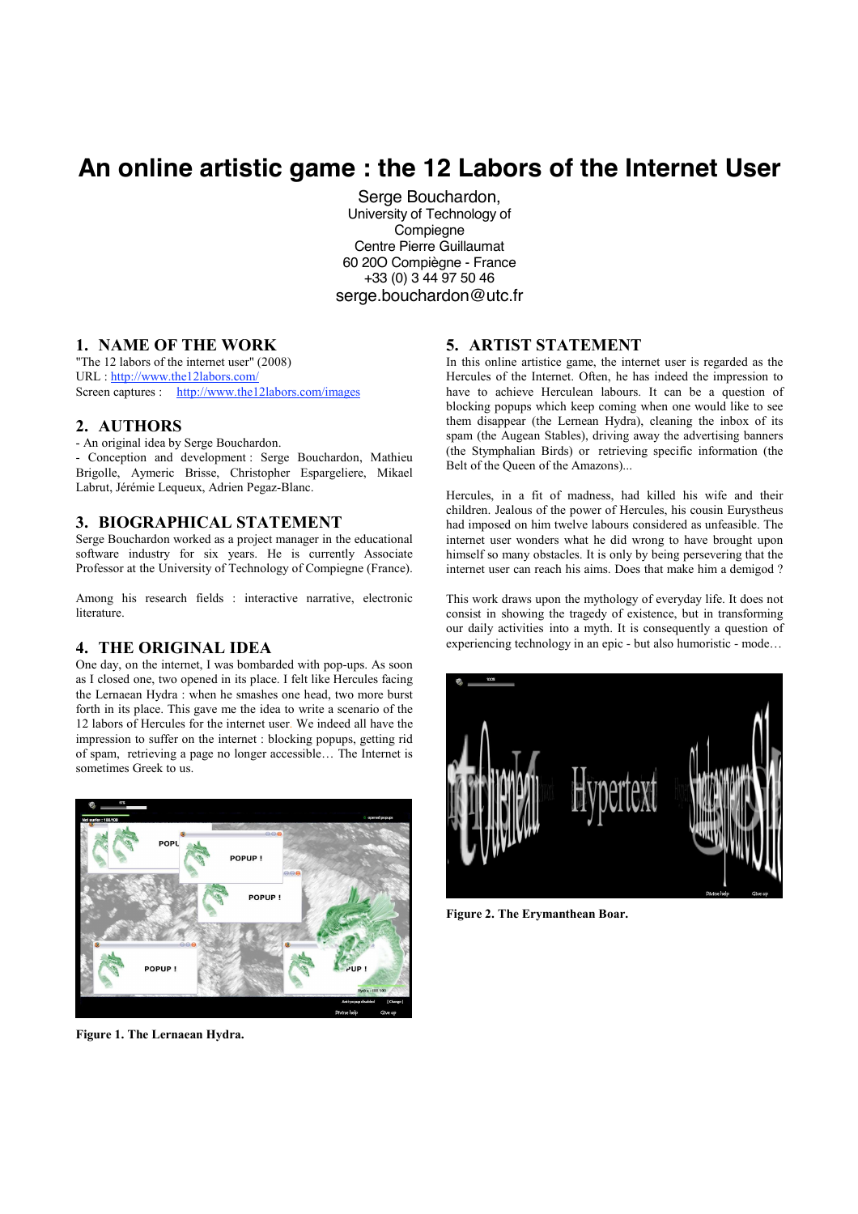# An online artistic game : the 12 Labors of the Internet User

Serge Bouchardon,
University of Technology of Compiegne
Centre Pierre Guillaumat
60 20O Compiègne - France
+33 (0) 3 44 97 50 46
serge.bouchardon@utc.fr

## 1. NAME OF THE WORK

"The 12 labors of the internet user" (2008)
URL : http://www.the12labors.com/
Screen captures : http://www.the12labors.com/images

## 2. AUTHORS

- An original idea by Serge Bouchardon.
- Conception and development : Serge Bouchardon, Mathieu Brigolle, Aymeric Brisse, Christopher Espargeliere, Mikael Labrut, Jérémie Lequeux, Adrien Pegaz-Blanc.

## 3. BIOGRAPHICAL STATEMENT

Serge Bouchardon worked as a project manager in the educational software industry for six years. He is currently Associate Professor at the University of Technology of Compiegne (France).

Among his research fields : interactive narrative, electronic literature.

## 4. THE ORIGINAL IDEA

One day, on the internet, I was bombarded with pop-ups. As soon as I closed one, two opened in its place. I felt like Hercules facing the Lernaean Hydra : when he smashes one head, two more burst forth in its place. This gave me the idea to write a scenario of the 12 labors of Hercules for the internet user. We indeed all have the impression to suffer on the internet : blocking popups, getting rid of spam, retrieving a page no longer accessible… The Internet is sometimes Greek to us.

Figure 1. The Lernaean Hydra.

## 5. ARTIST STATEMENT

In this online artistice game, the internet user is regarded as the Hercules of the Internet. Often, he has indeed the impression to have to achieve Herculean labours. It can be a question of blocking popups which keep coming when one would like to see them disappear (the Lernean Hydra), cleaning the inbox of its spam (the Augean Stables), driving away the advertising banners (the Stymphalian Birds) or retrieving specific information (the Belt of the Queen of the Amazons)...

Hercules, in a fit of madness, had killed his wife and their children. Jealous of the power of Hercules, his cousin Eurystheus had imposed on him twelve labours considered as unfeasible. The internet user wonders what he did wrong to have brought upon himself so many obstacles. It is only by being persevering that the internet user can reach his aims. Does that make him a demigod ?

This work draws upon the mythology of everyday life. It does not consist in showing the tragedy of existence, but in transforming our daily activities into a myth. It is consequently a question of experiencing technology in an epic - but also humoristic - mode…

Figure 2. The Erymanthean Boar.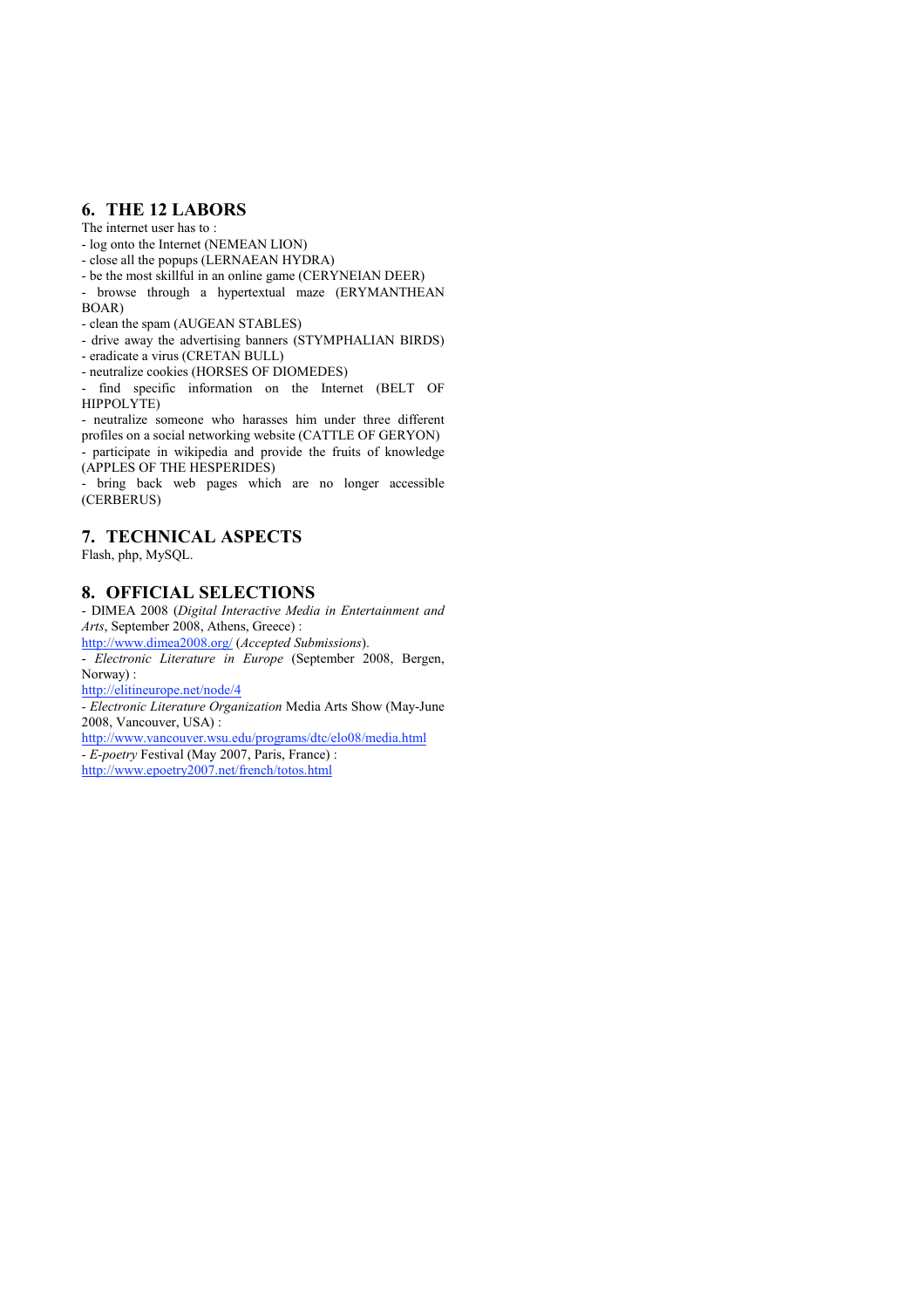## 6. THE 12 LABORS

The internet user has to :

- log onto the Internet (NEMEAN LION)
- close all the popups (LERNAEAN HYDRA)
- be the most skillful in an online game (CERYNEIAN DEER)
- browse through a hypertextual maze (ERYMANTHEAN BOAR)
- clean the spam (AUGEAN STABLES)
- drive away the advertising banners (STYMPHALIAN BIRDS)
- eradicate a virus (CRETAN BULL)
- neutralize cookies (HORSES OF DIOMEDES)
- find specific information on the Internet (BELT OF HIPPOLYTE)
- neutralize someone who harasses him under three different profiles on a social networking website (CATTLE OF GERYON)
- participate in wikipedia and provide the fruits of knowledge (APPLES OF THE HESPERIDES)
- bring back web pages which are no longer accessible (CERBERUS)

## 7. TECHNICAL ASPECTS

Flash, php, MySQL.

## 8. OFFICIAL SELECTIONS

- DIMEA 2008 (*Digital Interactive Media in Entertainment and Arts*, September 2008, Athens, Greece) :
  http://www.dimea2008.org/ (*Accepted Submissions*).
- *Electronic Literature in Europe* (September 2008, Bergen, Norway) :
  http://elitineurope.net/node/4
- *Electronic Literature Organization* Media Arts Show (May-June 2008, Vancouver, USA) :
  http://www.vancouver.wsu.edu/programs/dtc/elo08/media.html
- *E-poetry* Festival (May 2007, Paris, France) :
  http://www.epoetry2007.net/french/totos.html